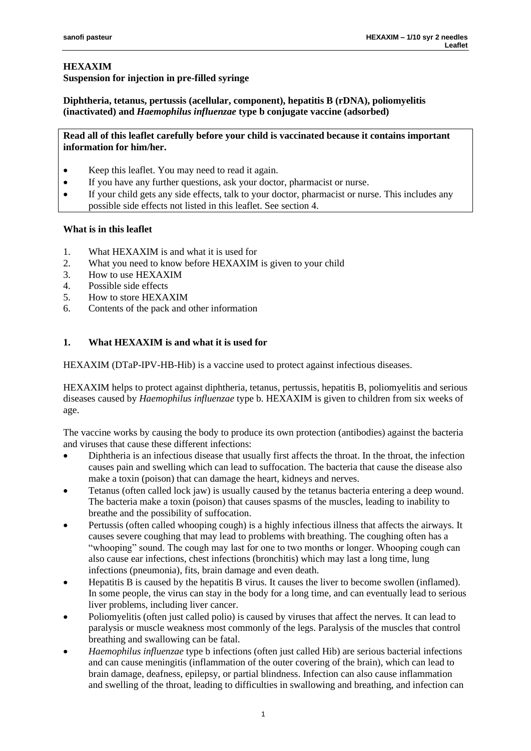# HEXAXIM

**Suspension for injection in pre-filled syringe**

**Diphtheria, tetanus, pertussis (acellular, component), hepatitis B (rDNA), poliomyelitis (inactivated) and *Haemophilus influenzae* type b conjugate vaccine (adsorbed)**

**Read all of this leaflet carefully before your child is vaccinated because it contains important information for him/her.**

- Keep this leaflet. You may need to read it again.
- If you have any further questions, ask your doctor, pharmacist or nurse.
- If your child gets any side effects, talk to your doctor, pharmacist or nurse. This includes any possible side effects not listed in this leaflet. See section 4.

**What is in this leaflet**

1. What HEXAXIM is and what it is used for
2. What you need to know before HEXAXIM is given to your child
3. How to use HEXAXIM
4. Possible side effects
5. How to store HEXAXIM
6. Contents of the pack and other information

## 1. What HEXAXIM is and what it is used for

HEXAXIM (DTaP-IPV-HB-Hib) is a vaccine used to protect against infectious diseases.

HEXAXIM helps to protect against diphtheria, tetanus, pertussis, hepatitis B, poliomyelitis and serious diseases caused by *Haemophilus influenzae* type b. HEXAXIM is given to children from six weeks of age.

The vaccine works by causing the body to produce its own protection (antibodies) against the bacteria and viruses that cause these different infections:

- Diphtheria is an infectious disease that usually first affects the throat. In the throat, the infection causes pain and swelling which can lead to suffocation. The bacteria that cause the disease also make a toxin (poison) that can damage the heart, kidneys and nerves.
- Tetanus (often called lock jaw) is usually caused by the tetanus bacteria entering a deep wound. The bacteria make a toxin (poison) that causes spasms of the muscles, leading to inability to breathe and the possibility of suffocation.
- Pertussis (often called whooping cough) is a highly infectious illness that affects the airways. It causes severe coughing that may lead to problems with breathing. The coughing often has a "whooping" sound. The cough may last for one to two months or longer. Whooping cough can also cause ear infections, chest infections (bronchitis) which may last a long time, lung infections (pneumonia), fits, brain damage and even death.
- Hepatitis B is caused by the hepatitis B virus. It causes the liver to become swollen (inflamed). In some people, the virus can stay in the body for a long time, and can eventually lead to serious liver problems, including liver cancer.
- Poliomyelitis (often just called polio) is caused by viruses that affect the nerves. It can lead to paralysis or muscle weakness most commonly of the legs. Paralysis of the muscles that control breathing and swallowing can be fatal.
- *Haemophilus influenzae* type b infections (often just called Hib) are serious bacterial infections and can cause meningitis (inflammation of the outer covering of the brain), which can lead to brain damage, deafness, epilepsy, or partial blindness. Infection can also cause inflammation and swelling of the throat, leading to difficulties in swallowing and breathing, and infection can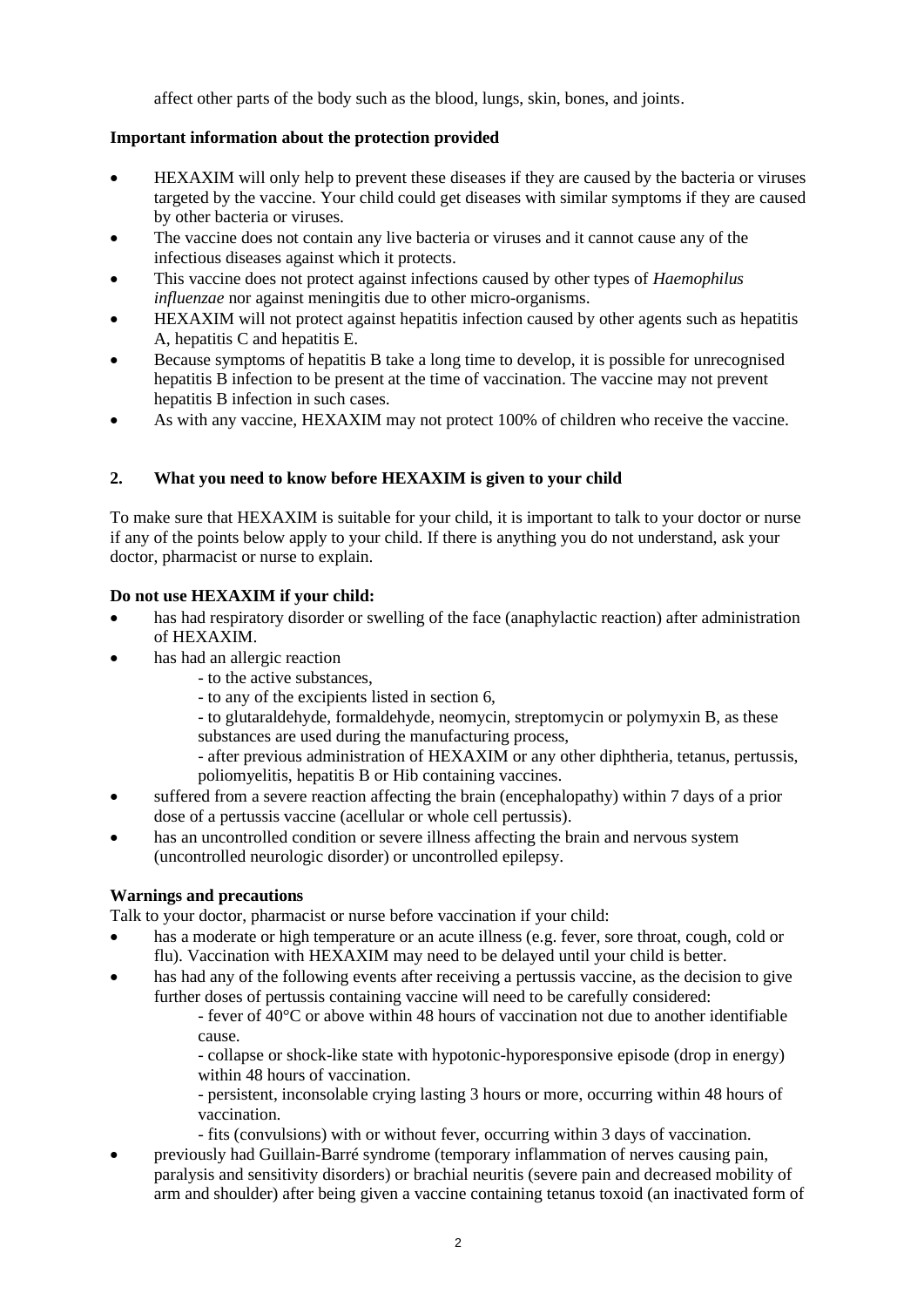affect other parts of the body such as the blood, lungs, skin, bones, and joints.

**Important information about the protection provided**

- HEXAXIM will only help to prevent these diseases if they are caused by the bacteria or viruses targeted by the vaccine. Your child could get diseases with similar symptoms if they are caused by other bacteria or viruses.
- The vaccine does not contain any live bacteria or viruses and it cannot cause any of the infectious diseases against which it protects.
- This vaccine does not protect against infections caused by other types of *Haemophilus influenzae* nor against meningitis due to other micro-organisms.
- HEXAXIM will not protect against hepatitis infection caused by other agents such as hepatitis A, hepatitis C and hepatitis E.
- Because symptoms of hepatitis B take a long time to develop, it is possible for unrecognised hepatitis B infection to be present at the time of vaccination. The vaccine may not prevent hepatitis B infection in such cases.
- As with any vaccine, HEXAXIM may not protect 100% of children who receive the vaccine.

## 2. What you need to know before HEXAXIM is given to your child

To make sure that HEXAXIM is suitable for your child, it is important to talk to your doctor or nurse if any of the points below apply to your child. If there is anything you do not understand, ask your doctor, pharmacist or nurse to explain.

**Do not use HEXAXIM if your child:**

- has had respiratory disorder or swelling of the face (anaphylactic reaction) after administration of HEXAXIM.
- has had an allergic reaction
  - to the active substances,
  - to any of the excipients listed in section 6,
  - to glutaraldehyde, formaldehyde, neomycin, streptomycin or polymyxin B, as these substances are used during the manufacturing process,
  - after previous administration of HEXAXIM or any other diphtheria, tetanus, pertussis, poliomyelitis, hepatitis B or Hib containing vaccines.
- suffered from a severe reaction affecting the brain (encephalopathy) within 7 days of a prior dose of a pertussis vaccine (acellular or whole cell pertussis).
- has an uncontrolled condition or severe illness affecting the brain and nervous system (uncontrolled neurologic disorder) or uncontrolled epilepsy.

**Warnings and precautions**

Talk to your doctor, pharmacist or nurse before vaccination if your child:

- has a moderate or high temperature or an acute illness (e.g. fever, sore throat, cough, cold or flu). Vaccination with HEXAXIM may need to be delayed until your child is better.
- has had any of the following events after receiving a pertussis vaccine, as the decision to give further doses of pertussis containing vaccine will need to be carefully considered:
  - fever of 40°C or above within 48 hours of vaccination not due to another identifiable cause.
  - collapse or shock-like state with hypotonic-hyporesponsive episode (drop in energy) within 48 hours of vaccination.
  - persistent, inconsolable crying lasting 3 hours or more, occurring within 48 hours of vaccination.
  - fits (convulsions) with or without fever, occurring within 3 days of vaccination.
- previously had Guillain-Barré syndrome (temporary inflammation of nerves causing pain, paralysis and sensitivity disorders) or brachial neuritis (severe pain and decreased mobility of arm and shoulder) after being given a vaccine containing tetanus toxoid (an inactivated form of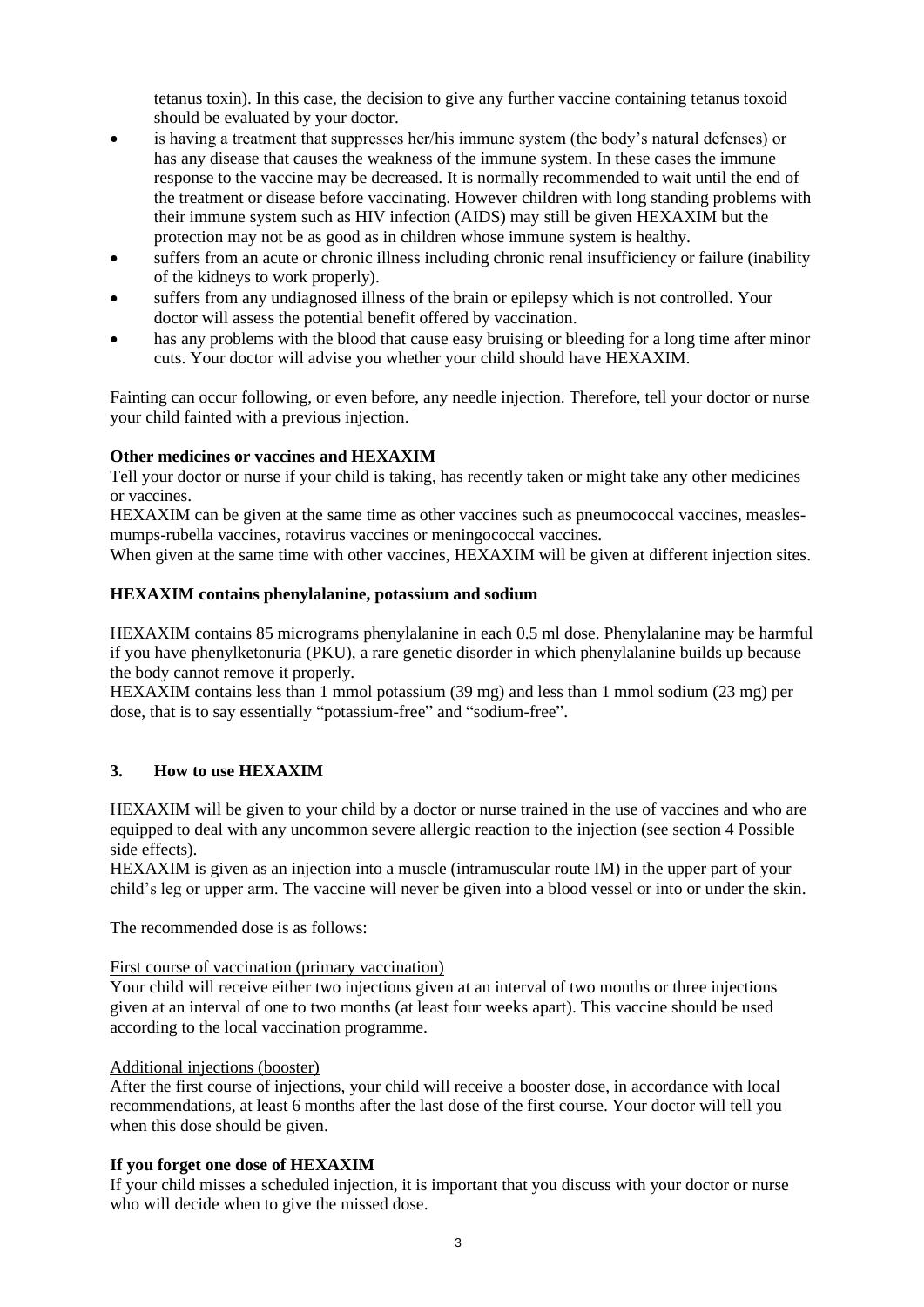tetanus toxin). In this case, the decision to give any further vaccine containing tetanus toxoid should be evaluated by your doctor.

- is having a treatment that suppresses her/his immune system (the body's natural defenses) or has any disease that causes the weakness of the immune system. In these cases the immune response to the vaccine may be decreased. It is normally recommended to wait until the end of the treatment or disease before vaccinating. However children with long standing problems with their immune system such as HIV infection (AIDS) may still be given HEXAXIM but the protection may not be as good as in children whose immune system is healthy.
- suffers from an acute or chronic illness including chronic renal insufficiency or failure (inability of the kidneys to work properly).
- suffers from any undiagnosed illness of the brain or epilepsy which is not controlled. Your doctor will assess the potential benefit offered by vaccination.
- has any problems with the blood that cause easy bruising or bleeding for a long time after minor cuts. Your doctor will advise you whether your child should have HEXAXIM.

Fainting can occur following, or even before, any needle injection. Therefore, tell your doctor or nurse your child fainted with a previous injection.

**Other medicines or vaccines and HEXAXIM**

Tell your doctor or nurse if your child is taking, has recently taken or might take any other medicines or vaccines.

HEXAXIM can be given at the same time as other vaccines such as pneumococcal vaccines, measles-mumps-rubella vaccines, rotavirus vaccines or meningococcal vaccines.

When given at the same time with other vaccines, HEXAXIM will be given at different injection sites.

**HEXAXIM contains phenylalanine, potassium and sodium**

HEXAXIM contains 85 micrograms phenylalanine in each 0.5 ml dose. Phenylalanine may be harmful if you have phenylketonuria (PKU), a rare genetic disorder in which phenylalanine builds up because the body cannot remove it properly.

HEXAXIM contains less than 1 mmol potassium (39 mg) and less than 1 mmol sodium (23 mg) per dose, that is to say essentially "potassium-free" and "sodium-free".

## 3. How to use HEXAXIM

HEXAXIM will be given to your child by a doctor or nurse trained in the use of vaccines and who are equipped to deal with any uncommon severe allergic reaction to the injection (see section 4 Possible side effects).

HEXAXIM is given as an injection into a muscle (intramuscular route IM) in the upper part of your child's leg or upper arm. The vaccine will never be given into a blood vessel or into or under the skin.

The recommended dose is as follows:

First course of vaccination (primary vaccination)

Your child will receive either two injections given at an interval of two months or three injections given at an interval of one to two months (at least four weeks apart). This vaccine should be used according to the local vaccination programme.

Additional injections (booster)

After the first course of injections, your child will receive a booster dose, in accordance with local recommendations, at least 6 months after the last dose of the first course. Your doctor will tell you when this dose should be given.

**If you forget one dose of HEXAXIM**

If your child misses a scheduled injection, it is important that you discuss with your doctor or nurse who will decide when to give the missed dose.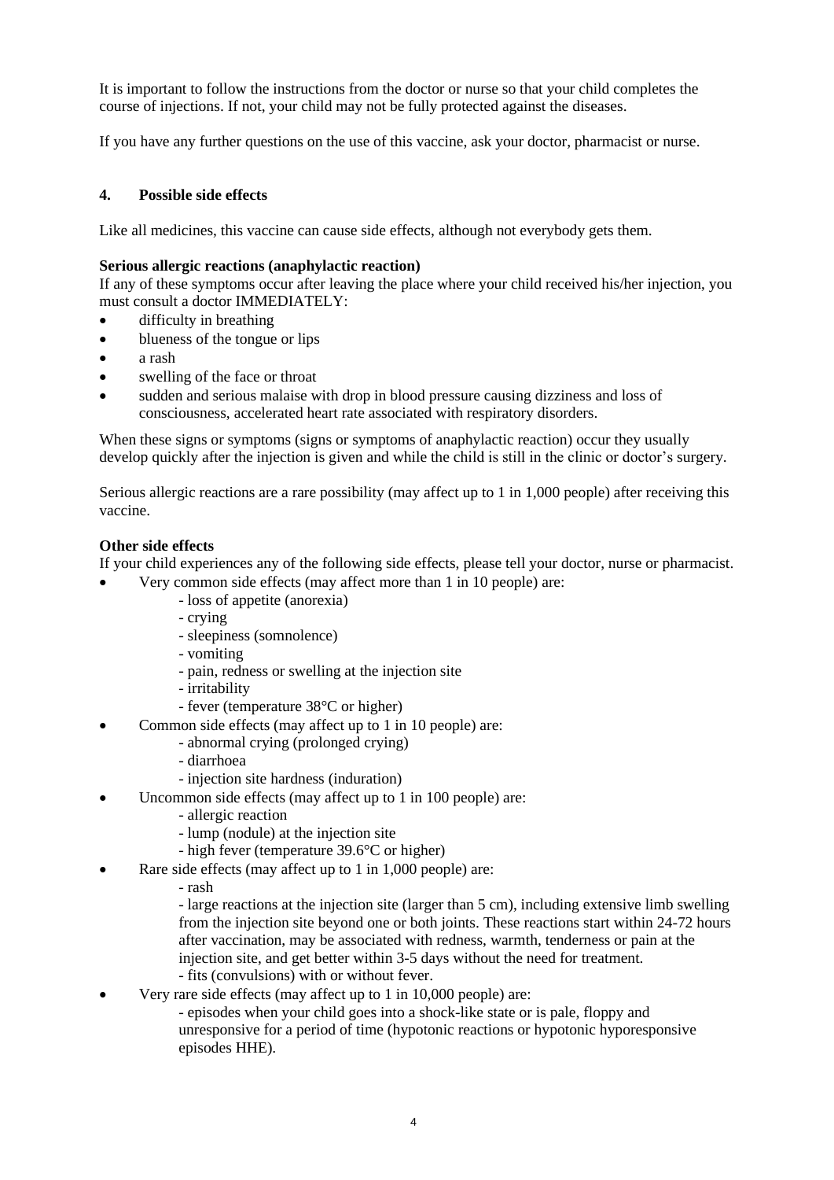It is important to follow the instructions from the doctor or nurse so that your child completes the course of injections. If not, your child may not be fully protected against the diseases.

If you have any further questions on the use of this vaccine, ask your doctor, pharmacist or nurse.

## 4. Possible side effects

Like all medicines, this vaccine can cause side effects, although not everybody gets them.

**Serious allergic reactions (anaphylactic reaction)**

If any of these symptoms occur after leaving the place where your child received his/her injection, you must consult a doctor IMMEDIATELY:

- difficulty in breathing
- blueness of the tongue or lips
- a rash
- swelling of the face or throat
- sudden and serious malaise with drop in blood pressure causing dizziness and loss of consciousness, accelerated heart rate associated with respiratory disorders.

When these signs or symptoms (signs or symptoms of anaphylactic reaction) occur they usually develop quickly after the injection is given and while the child is still in the clinic or doctor's surgery.

Serious allergic reactions are a rare possibility (may affect up to 1 in 1,000 people) after receiving this vaccine.

**Other side effects**

If your child experiences any of the following side effects, please tell your doctor, nurse or pharmacist.

- Very common side effects (may affect more than 1 in 10 people) are:
  - loss of appetite (anorexia)
  - crying
  - sleepiness (somnolence)
  - vomiting
  - pain, redness or swelling at the injection site
  - irritability
  - fever (temperature 38°C or higher)
- Common side effects (may affect up to 1 in 10 people) are:
  - abnormal crying (prolonged crying)
  - diarrhoea
  - injection site hardness (induration)
- Uncommon side effects (may affect up to 1 in 100 people) are:
  - allergic reaction
  - lump (nodule) at the injection site
  - high fever (temperature 39.6°C or higher)
- Rare side effects (may affect up to 1 in 1,000 people) are:
  - rash
  - large reactions at the injection site (larger than 5 cm), including extensive limb swelling from the injection site beyond one or both joints. These reactions start within 24-72 hours after vaccination, may be associated with redness, warmth, tenderness or pain at the injection site, and get better within 3-5 days without the need for treatment.
  - fits (convulsions) with or without fever.
- Very rare side effects (may affect up to 1 in 10,000 people) are:
  - episodes when your child goes into a shock-like state or is pale, floppy and unresponsive for a period of time (hypotonic reactions or hypotonic hyporesponsive episodes HHE).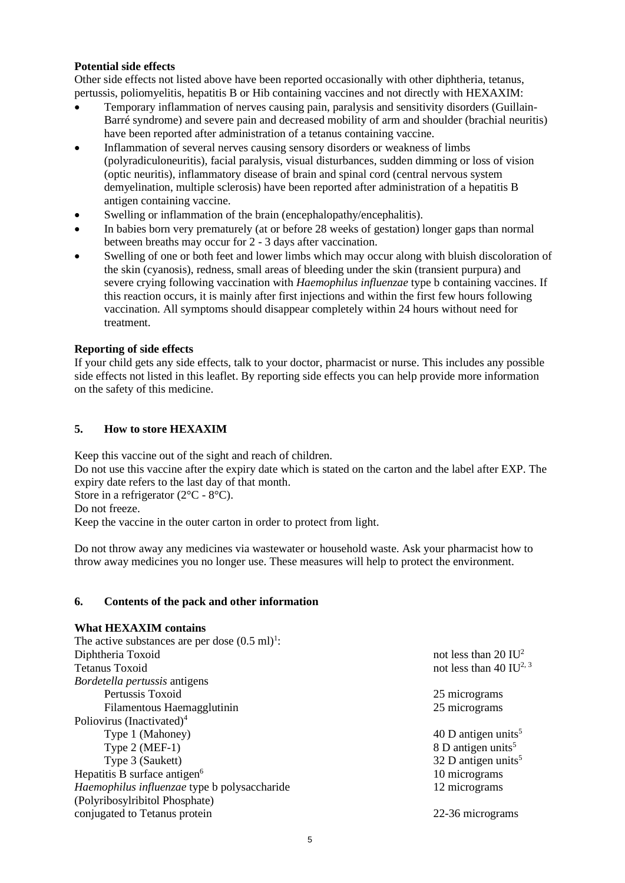**Potential side effects**

Other side effects not listed above have been reported occasionally with other diphtheria, tetanus, pertussis, poliomyelitis, hepatitis B or Hib containing vaccines and not directly with HEXAXIM:

- Temporary inflammation of nerves causing pain, paralysis and sensitivity disorders (Guillain-Barré syndrome) and severe pain and decreased mobility of arm and shoulder (brachial neuritis) have been reported after administration of a tetanus containing vaccine.
- Inflammation of several nerves causing sensory disorders or weakness of limbs (polyradiculoneuritis), facial paralysis, visual disturbances, sudden dimming or loss of vision (optic neuritis), inflammatory disease of brain and spinal cord (central nervous system demyelination, multiple sclerosis) have been reported after administration of a hepatitis B antigen containing vaccine.
- Swelling or inflammation of the brain (encephalopathy/encephalitis).
- In babies born very prematurely (at or before 28 weeks of gestation) longer gaps than normal between breaths may occur for 2 - 3 days after vaccination.
- Swelling of one or both feet and lower limbs which may occur along with bluish discoloration of the skin (cyanosis), redness, small areas of bleeding under the skin (transient purpura) and severe crying following vaccination with *Haemophilus influenzae* type b containing vaccines. If this reaction occurs, it is mainly after first injections and within the first few hours following vaccination. All symptoms should disappear completely within 24 hours without need for treatment.

**Reporting of side effects**

If your child gets any side effects, talk to your doctor, pharmacist or nurse. This includes any possible side effects not listed in this leaflet. By reporting side effects you can help provide more information on the safety of this medicine.

## 5. How to store HEXAXIM

Keep this vaccine out of the sight and reach of children.

Do not use this vaccine after the expiry date which is stated on the carton and the label after EXP. The expiry date refers to the last day of that month.

Store in a refrigerator (2°C - 8°C).

Do not freeze.

Keep the vaccine in the outer carton in order to protect from light.

Do not throw away any medicines via wastewater or household waste. Ask your pharmacist how to throw away medicines you no longer use. These measures will help to protect the environment.

## 6. Contents of the pack and other information

**What HEXAXIM contains**

| The active substances are per dose (0.5 ml)[1]: | |
|---|---|
| Diphtheria Toxoid | not less than 20 IU[2] |
| Tetanus Toxoid | not less than 40 IU[2, 3] |
| *Bordetella pertussis* antigens | |
| Pertussis Toxoid | 25 micrograms |
| Filamentous Haemagglutinin | 25 micrograms |
| Poliovirus (Inactivated)[4] | |
| Type 1 (Mahoney) | 40 D antigen units[5] |
| Type 2 (MEF-1) | 8 D antigen units[5] |
| Type 3 (Saukett) | 32 D antigen units[5] |
| Hepatitis B surface antigen[6] | 10 micrograms |
| *Haemophilus influenzae* type b polysaccharide (Polyribosylribitol Phosphate) | 12 micrograms |
| conjugated to Tetanus protein | 22-36 micrograms |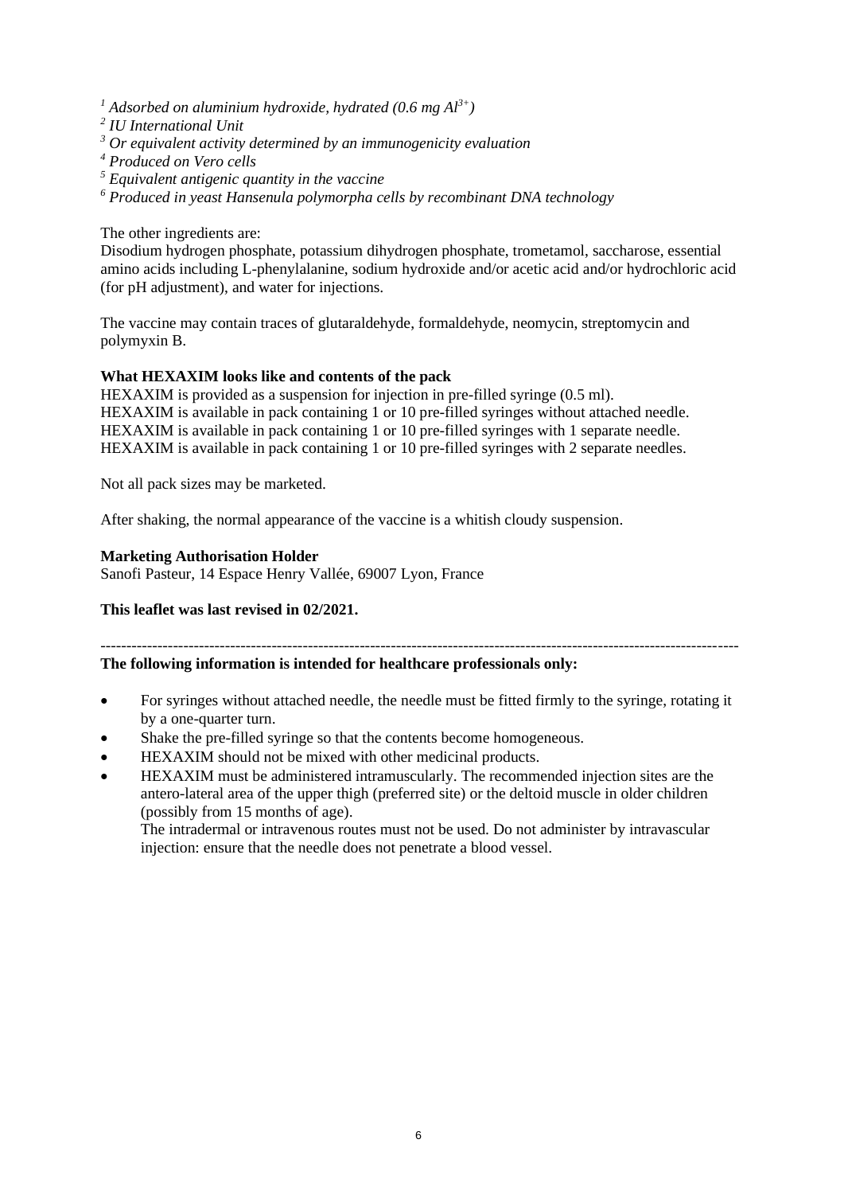[1] *Adsorbed on aluminium hydroxide, hydrated (0.6 mg $Al^{3+}$)*
[2] *IU International Unit*
[3] *Or equivalent activity determined by an immunogenicity evaluation*
[4] *Produced on Vero cells*
[5] *Equivalent antigenic quantity in the vaccine*
[6] *Produced in yeast Hansenula polymorpha cells by recombinant DNA technology*

The other ingredients are:
Disodium hydrogen phosphate, potassium dihydrogen phosphate, trometamol, saccharose, essential amino acids including L-phenylalanine, sodium hydroxide and/or acetic acid and/or hydrochloric acid (for pH adjustment), and water for injections.

The vaccine may contain traces of glutaraldehyde, formaldehyde, neomycin, streptomycin and polymyxin B.

**What HEXAXIM looks like and contents of the pack**
HEXAXIM is provided as a suspension for injection in pre-filled syringe (0.5 ml).
HEXAXIM is available in pack containing 1 or 10 pre-filled syringes without attached needle.
HEXAXIM is available in pack containing 1 or 10 pre-filled syringes with 1 separate needle.
HEXAXIM is available in pack containing 1 or 10 pre-filled syringes with 2 separate needles.

Not all pack sizes may be marketed.

After shaking, the normal appearance of the vaccine is a whitish cloudy suspension.

**Marketing Authorisation Holder**
Sanofi Pasteur, 14 Espace Henry Vallée, 69007 Lyon, France

**This leaflet was last revised in 02/2021.**

---

**The following information is intended for healthcare professionals only:**

- For syringes without attached needle, the needle must be fitted firmly to the syringe, rotating it by a one-quarter turn.
- Shake the pre-filled syringe so that the contents become homogeneous.
- HEXAXIM should not be mixed with other medicinal products.
- HEXAXIM must be administered intramuscularly. The recommended injection sites are the antero-lateral area of the upper thigh (preferred site) or the deltoid muscle in older children (possibly from 15 months of age).
  The intradermal or intravenous routes must not be used. Do not administer by intravascular injection: ensure that the needle does not penetrate a blood vessel.